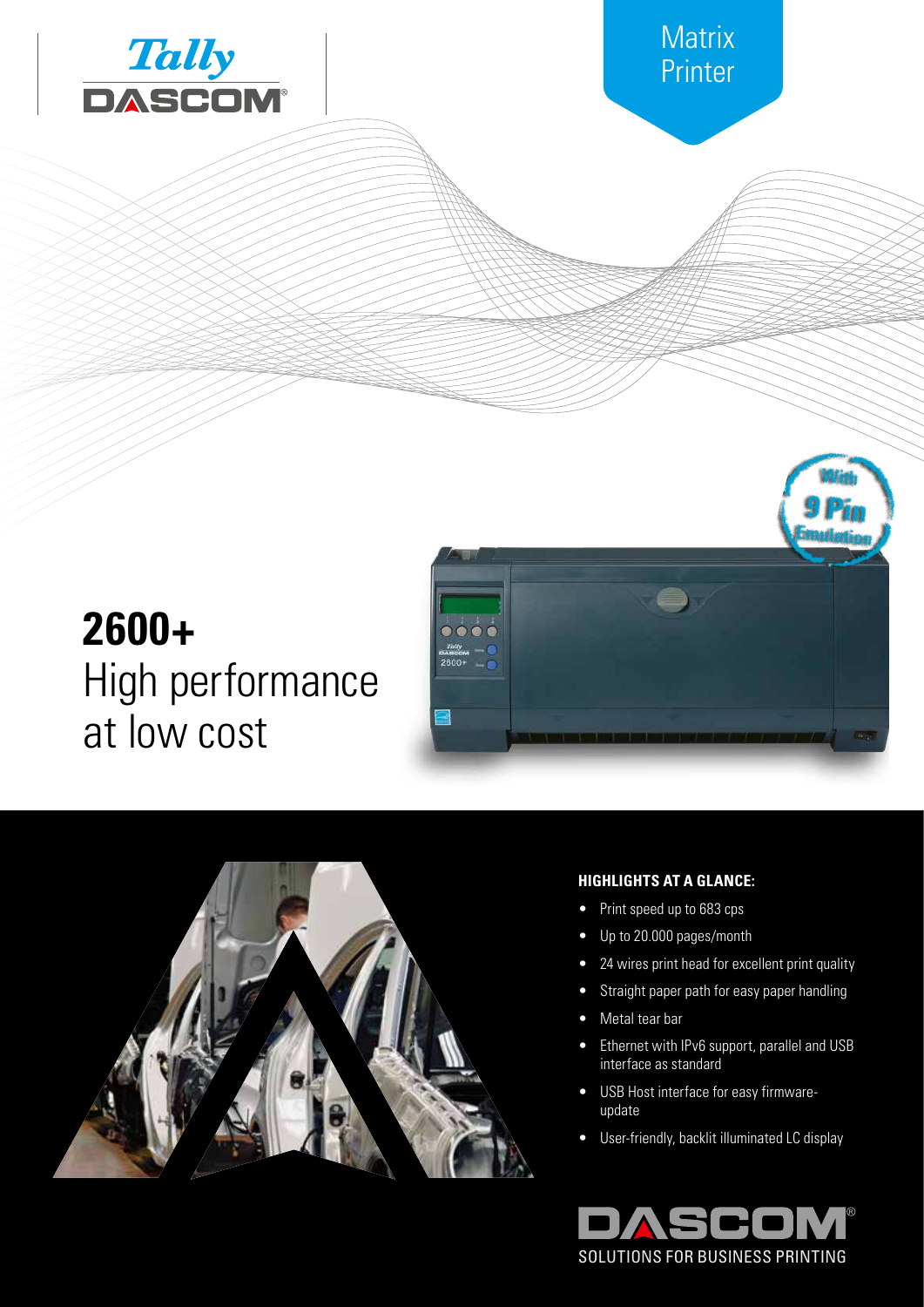Tally DASCOM

Matrix Printer

With 9 Pin Emulation

# 2600+

## High performance at low cost

### HIGHLIGHTS AT A GLANCE:

- Print speed up to 683 cps
- Up to 20.000 pages/month
- 24 wires print head for excellent print quality
- Straight paper path for easy paper handling
- Metal tear bar
- Ethernet with IPv6 support, parallel and USB interface as standard
- USB Host interface for easy firmware-update
- User-friendly, backlit illuminated LC display

DASCOM®

SOLUTIONS FOR BUSINESS PRINTING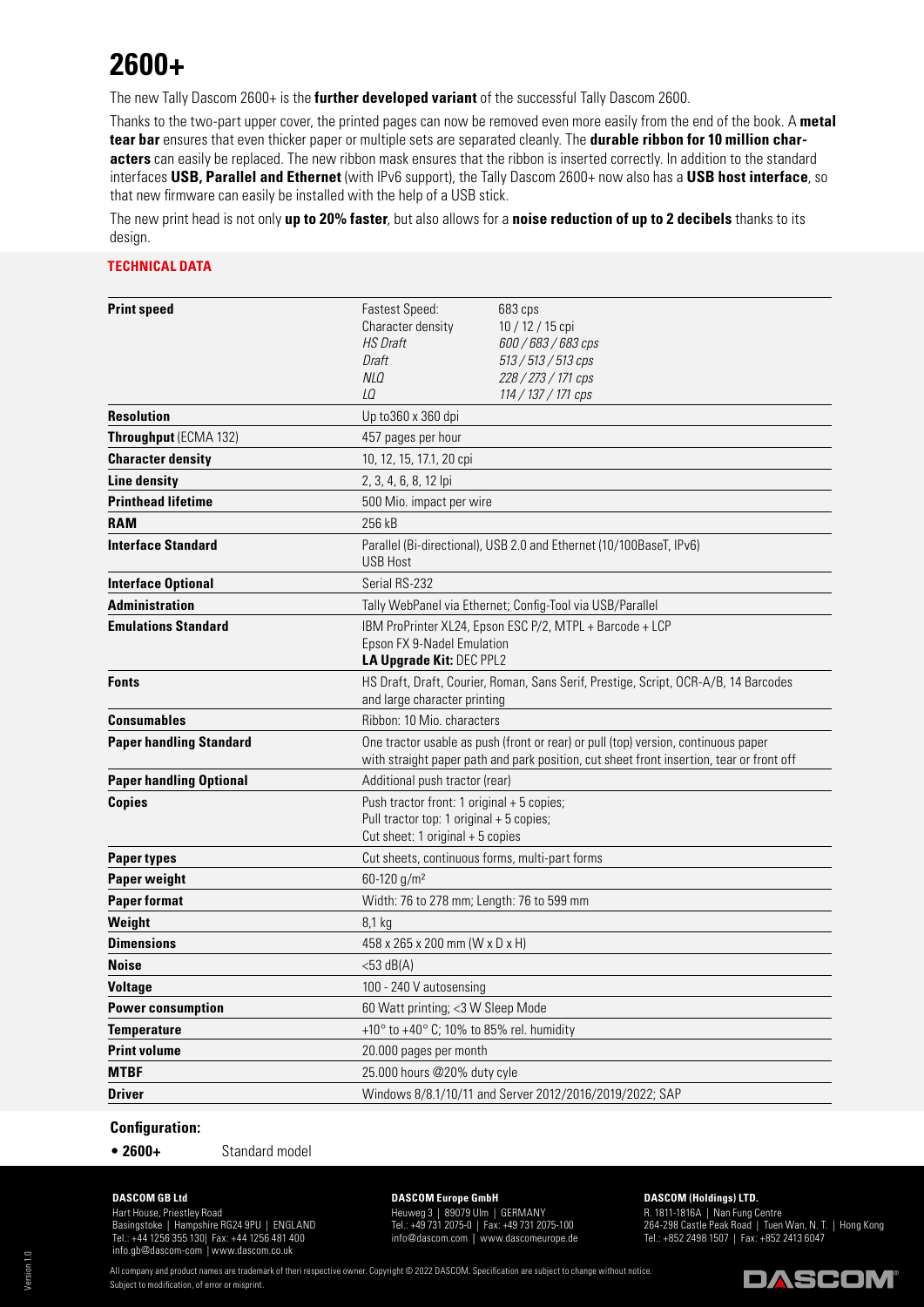# 2600+

The new Tally Dascom 2600+ is the **further developed variant** of the successful Tally Dascom 2600.

Thanks to the two-part upper cover, the printed pages can now be removed even more easily from the end of the book. A **metal tear bar** ensures that even thicker paper or multiple sets are separated cleanly. The **durable ribbon for 10 million characters** can easily be replaced. The new ribbon mask ensures that the ribbon is inserted correctly. In addition to the standard interfaces **USB, Parallel and Ethernet** (with IPv6 support), the Tally Dascom 2600+ now also has a **USB host interface**, so that new firmware can easily be installed with the help of a USB stick.

The new print head is not only **up to 20% faster**, but also allows for a **noise reduction of up to 2 decibels** thanks to its design.

## TECHNICAL DATA

| | | |
|---|---|---|
| **Print speed** | Fastest Speed:<br>Character density<br>*HS Draft*<br>*Draft*<br>*NLQ*<br>*LQ* | 683 cps<br>10 / 12 / 15 cpi<br>*600 / 683 / 683 cps*<br>*513 / 513 / 513 cps*<br>*228 / 273 / 171 cps*<br>*114 / 137 / 171 cps* |
| **Resolution** | Up to360 x 360 dpi | |
| **Throughput** (ECMA 132) | 457 pages per hour | |
| **Character density** | 10, 12, 15, 17.1, 20 cpi | |
| **Line density** | 2, 3, 4, 6, 8, 12 lpi | |
| **Printhead lifetime** | 500 Mio. impact per wire | |
| **RAM** | 256 kB | |
| **Interface Standard** | Parallel (Bi-directional), USB 2.0 and Ethernet (10/100BaseT, IPv6)<br>USB Host | |
| **Interface Optional** | Serial RS-232 | |
| **Administration** | Tally WebPanel via Ethernet; Config-Tool via USB/Parallel | |
| **Emulations Standard** | IBM ProPrinter XL24, Epson ESC P/2, MTPL + Barcode + LCP<br>Epson FX 9-Nadel Emulation<br>**LA Upgrade Kit:** DEC PPL2 | |
| **Fonts** | HS Draft, Draft, Courier, Roman, Sans Serif, Prestige, Script, OCR-A/B, 14 Barcodes and large character printing | |
| **Consumables** | Ribbon: 10 Mio. characters | |
| **Paper handling Standard** | One tractor usable as push (front or rear) or pull (top) version, continuous paper with straight paper path and park position, cut sheet front insertion, tear or front off | |
| **Paper handling Optional** | Additional push tractor (rear) | |
| **Copies** | Push tractor front: 1 original + 5 copies;<br>Pull tractor top: 1 original + 5 copies;<br>Cut sheet: 1 original + 5 copies | |
| **Paper types** | Cut sheets, continuous forms, multi-part forms | |
| **Paper weight** | 60-120 g/m² | |
| **Paper format** | Width: 76 to 278 mm; Length: 76 to 599 mm | |
| **Weight** | 8,1 kg | |
| **Dimensions** | 458 x 265 x 200 mm (W x D x H) | |
| **Noise** | <53 dB(A) | |
| **Voltage** | 100 - 240 V autosensing | |
| **Power consumption** | 60 Watt printing; <3 W Sleep Mode | |
| **Temperature** | +10° to +40° C; 10% to 85% rel. humidity | |
| **Print volume** | 20.000 pages per month | |
| **MTBF** | 25.000 hours @20% duty cyle | |
| **Driver** | Windows 8/8.1/10/11 and Server 2012/2016/2019/2022; SAP | |

**Configuration:**

- **2600+** Standard model

**DASCOM GB Ltd**
Hart House, Priestley Road
Basingstoke | Hampshire RG24 9PU | ENGLAND
Tel.: +44 1256 355 130| Fax: +44 1256 481 400
info.gb@dascom-com | www.dascom.co.uk

**DASCOM Europe GmbH**
Heuweg 3 | 89079 Ulm | GERMANY
Tel.: +49 731 2075-0 | Fax: +49 731 2075-100
info@dascom.com | www.dascomeurope.de

**DASCOM (Holdings) LTD.**
R. 1811-1816A | Nan Fung Centre
264-298 Castle Peak Road | Tuen Wan, N. T. | Hong Kong
Tel.: +852 2498 1507 | Fax: +852 2413 6047

All company and product names are trademark of theri respective owner. Copyright © 2022 DASCOM. Specification are subject to change without notice. Subject to modification, of error or misprint.

Version 1.0